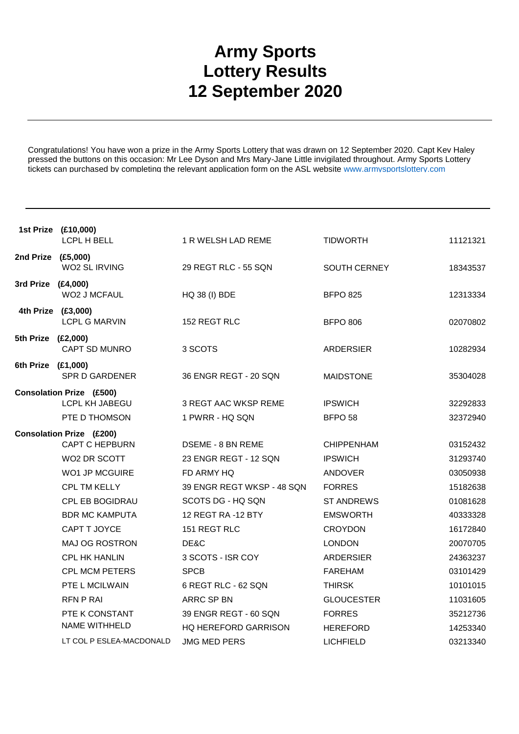# Army Sports Lottery Results 12 September 2020

Congratulations! You have won a prize in the Army Sports Lottery that was drawn on 12 September 2020. Capt Kev Haley pressed the buttons on this occasion: Mr Lee Dyson and Mrs Mary-Jane Little invigilated throughout. Army Sports Lottery tickets can purchased by completing the relevant application form on the ASL website www.armysportslottery.com

| Prize | Name | Unit | Location | Number |
|---|---|---|---|---|
| **1st Prize (£10,000)** | | | | |
| | LCPL H BELL | 1 R WELSH LAD REME | TIDWORTH | 11121321 |
| **2nd Prize (£5,000)** | | | | |
| | WO2 SL IRVING | 29 REGT RLC - 55 SQN | SOUTH CERNEY | 18343537 |
| **3rd Prize (£4,000)** | | | | |
| | WO2 J MCFAUL | HQ 38 (I) BDE | BFPO 825 | 12313334 |
| **4th Prize (£3,000)** | | | | |
| | LCPL G MARVIN | 152 REGT RLC | BFPO 806 | 02070802 |
| **5th Prize (£2,000)** | | | | |
| | CAPT SD MUNRO | 3 SCOTS | ARDERSIER | 10282934 |
| **6th Prize (£1,000)** | | | | |
| | SPR D GARDENER | 36 ENGR REGT - 20 SQN | MAIDSTONE | 35304028 |
| **Consolation Prize (£500)** | | | | |
| | LCPL KH JABEGU | 3 REGT AAC WKSP REME | IPSWICH | 32292833 |
| | PTE D THOMSON | 1 PWRR - HQ SQN | BFPO 58 | 32372940 |
| **Consolation Prize (£200)** | | | | |
| | CAPT C HEPBURN | DSEME - 8 BN REME | CHIPPENHAM | 03152432 |
| | WO2 DR SCOTT | 23 ENGR REGT - 12 SQN | IPSWICH | 31293740 |
| | WO1 JP MCGUIRE | FD ARMY HQ | ANDOVER | 03050938 |
| | CPL TM KELLY | 39 ENGR REGT WKSP - 48 SQN | FORRES | 15182638 |
| | CPL EB BOGIDRAU | SCOTS DG - HQ SQN | ST ANDREWS | 01081628 |
| | BDR MC KAMPUTA | 12 REGT RA -12 BTY | EMSWORTH | 40333328 |
| | CAPT T JOYCE | 151 REGT RLC | CROYDON | 16172840 |
| | MAJ OG ROSTRON | DE&C | LONDON | 20070705 |
| | CPL HK HANLIN | 3 SCOTS - ISR COY | ARDERSIER | 24363237 |
| | CPL MCM PETERS | SPCB | FAREHAM | 03101429 |
| | PTE L MCILWAIN | 6 REGT RLC - 62 SQN | THIRSK | 10101015 |
| | RFN P RAI | ARRC SP BN | GLOUCESTER | 11031605 |
| | PTE K CONSTANT | 39 ENGR REGT - 60 SQN | FORRES | 35212736 |
| | NAME WITHHELD | HQ HEREFORD GARRISON | HEREFORD | 14253340 |
| | LT COL P ESLEA-MACDONALD | JMG MED PERS | LICHFIELD | 03213340 |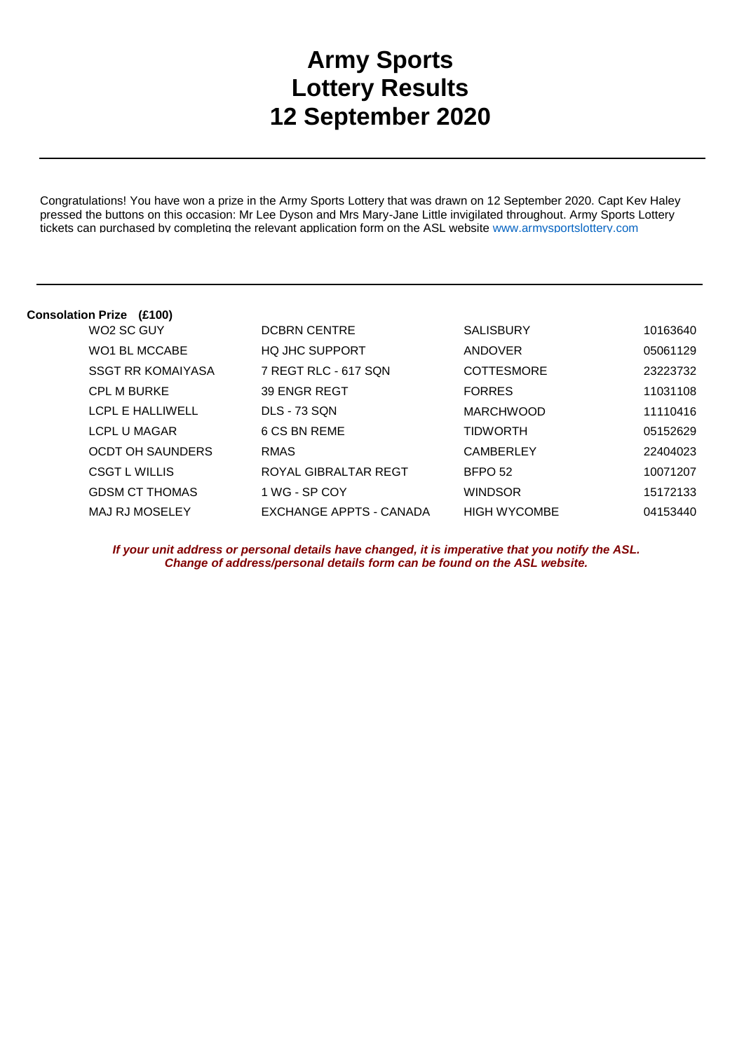# Army Sports Lottery Results 12 September 2020

Congratulations! You have won a prize in the Army Sports Lottery that was drawn on 12 September 2020. Capt Kev Haley pressed the buttons on this occasion: Mr Lee Dyson and Mrs Mary-Jane Little invigilated throughout. Army Sports Lottery tickets can purchased by completing the relevant application form on the ASL website www.armysportslottery.com

**Consolation Prize (£100)**

| | | | |
|---|---|---|---|
| WO2 SC GUY | DCBRN CENTRE | SALISBURY | 10163640 |
| WO1 BL MCCABE | HQ JHC SUPPORT | ANDOVER | 05061129 |
| SSGT RR KOMAIYASA | 7 REGT RLC - 617 SQN | COTTESMORE | 23223732 |
| CPL M BURKE | 39 ENGR REGT | FORRES | 11031108 |
| LCPL E HALLIWELL | DLS - 73 SQN | MARCHWOOD | 11110416 |
| LCPL U MAGAR | 6 CS BN REME | TIDWORTH | 05152629 |
| OCDT OH SAUNDERS | RMAS | CAMBERLEY | 22404023 |
| CSGT L WILLIS | ROYAL GIBRALTAR REGT | BFPO 52 | 10071207 |
| GDSM CT THOMAS | 1 WG - SP COY | WINDSOR | 15172133 |
| MAJ RJ MOSELEY | EXCHANGE APPTS - CANADA | HIGH WYCOMBE | 04153440 |

***If your unit address or personal details have changed, it is imperative that you notify the ASL. Change of address/personal details form can be found on the ASL website.***